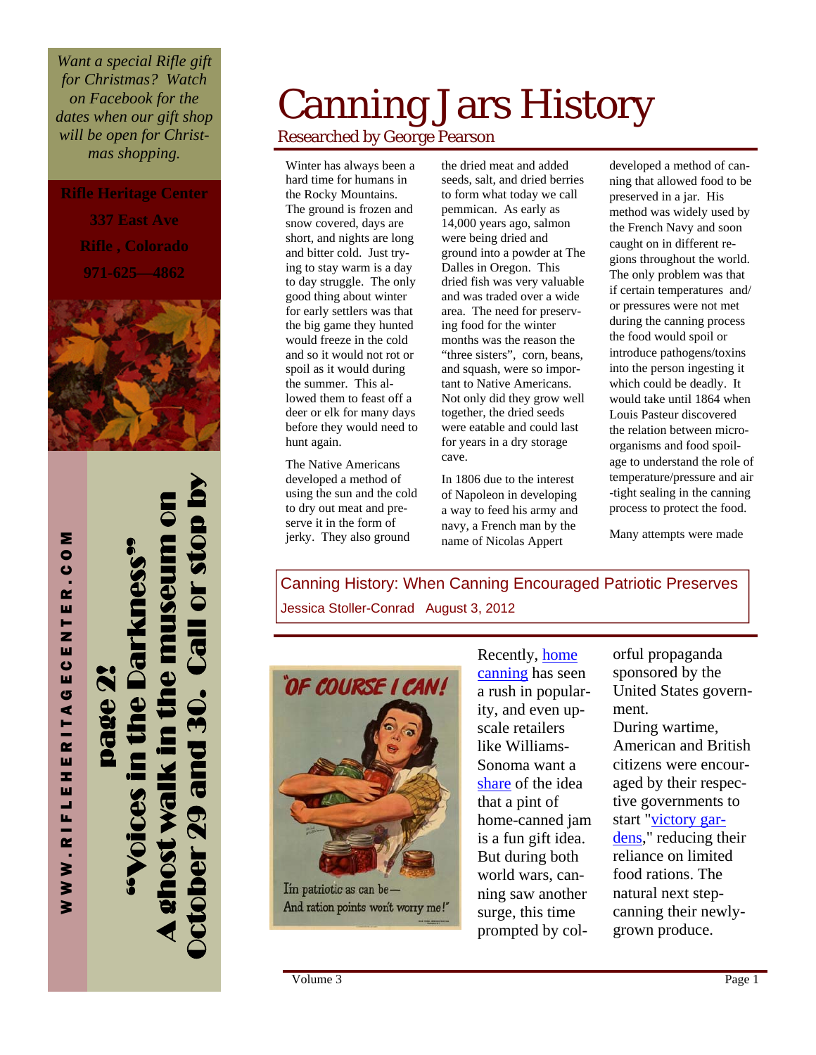*Want a special Rifle gift for Christmas? Watch on Facebook for the dates when our gift shop will be open for Christmas shopping.*

**Rifle Heritage Center**
**337 East Ave**
**Rifle , Colorado**
**971-625—4862**

**WWW.RIFLEHERITAGECENTER.COM**

**page 2!**
**"Voices in the Darkness"**
**A ghost walk in the museum on October 29 and 30. Call or stop by**

# Canning Jars History

Researched by George Pearson

Winter has always been a hard time for humans in the Rocky Mountains. The ground is frozen and snow covered, days are short, and nights are long and bitter cold. Just trying to stay warm is a day to day struggle. The only good thing about winter for early settlers was that the big game they hunted would freeze in the cold and so it would not rot or spoil as it would during the summer. This allowed them to feast off a deer or elk for many days before they would need to hunt again.

The Native Americans developed a method of using the sun and the cold to dry out meat and preserve it in the form of jerky. They also ground the dried meat and added seeds, salt, and dried berries to form what today we call pemmican. As early as 14,000 years ago, salmon were being dried and ground into a powder at The Dalles in Oregon. This dried fish was very valuable and was traded over a wide area. The need for preserving food for the winter months was the reason the "three sisters", corn, beans, and squash, were so important to Native Americans. Not only did they grow well together, the dried seeds were eatable and could last for years in a dry storage cave.

In 1806 due to the interest of Napoleon in developing a way to feed his army and navy, a French man by the name of Nicolas Appert developed a method of canning that allowed food to be preserved in a jar. His method was widely used by the French Navy and soon caught on in different regions throughout the world. The only problem was that if certain temperatures and/ or pressures were not met during the canning process the food would spoil or introduce pathogens/toxins into the person ingesting it which could be deadly. It would take until 1864 when Louis Pasteur discovered the relation between micro-organisms and food spoilage to understand the role of temperature/pressure and air-tight sealing in the canning process to protect the food.

Many attempts were made

## Canning History: When Canning Encouraged Patriotic Preserves

Jessica Stoller-Conrad August 3, 2012

"OF COURSE I CAN!"
I'm patriotic as can be—
And ration points won't worry me!"

Recently, home canning has seen a rush in popularity, and even upscale retailers like Williams-Sonoma want a share of the idea that a pint of home-canned jam is a fun gift idea. But during both world wars, canning saw another surge, this time prompted by colorful propaganda sponsored by the United States government.

During wartime, American and British citizens were encouraged by their respective governments to start "victory gardens," reducing their reliance on limited food rations. The natural next step-canning their newly-grown produce.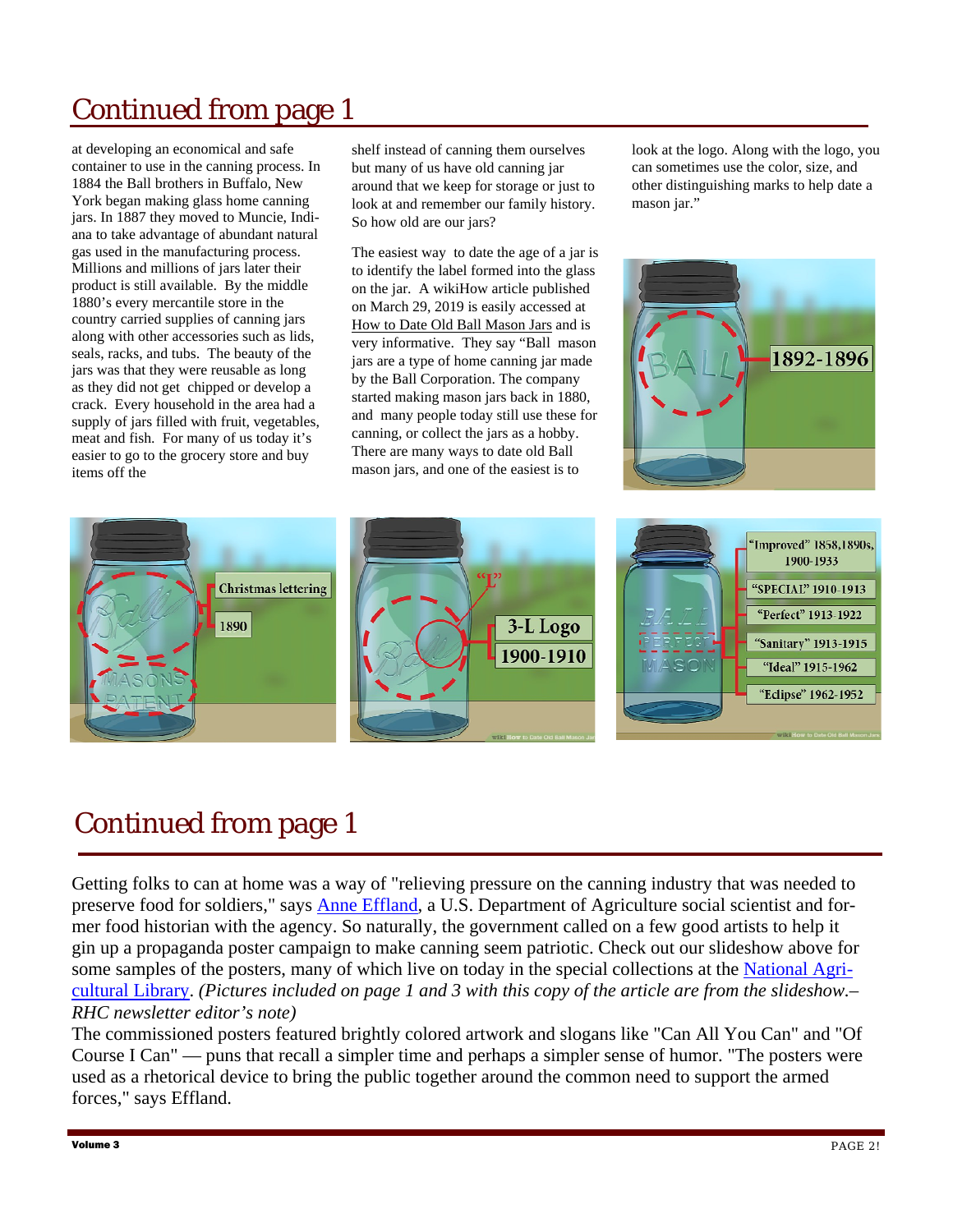# Continued from page 1

at developing an economical and safe container to use in the canning process. In 1884 the Ball brothers in Buffalo, New York began making glass home canning jars. In 1887 they moved to Muncie, Indiana to take advantage of abundant natural gas used in the manufacturing process. Millions and millions of jars later their product is still available. By the middle 1880's every mercantile store in the country carried supplies of canning jars along with other accessories such as lids, seals, racks, and tubs. The beauty of the jars was that they were reusable as long as they did not get chipped or develop a crack. Every household in the area had a supply of jars filled with fruit, vegetables, meat and fish. For many of us today it's easier to go to the grocery store and buy items off the shelf instead of canning them ourselves but many of us have old canning jar around that we keep for storage or just to look at and remember our family history. So how old are our jars?

The easiest way to date the age of a jar is to identify the label formed into the glass on the jar. A wikiHow article published on March 29, 2019 is easily accessed at How to Date Old Ball Mason Jars and is very informative. They say "Ball mason jars are a type of home canning jar made by the Ball Corporation. The company started making mason jars back in 1880, and many people today still use these for canning, or collect the jars as a hobby. There are many ways to date old Ball mason jars, and one of the easiest is to look at the logo. Along with the logo, you can sometimes use the color, size, and other distinguishing marks to help date a mason jar."

# Continued from page 1

Getting folks to can at home was a way of "relieving pressure on the canning industry that was needed to preserve food for soldiers," says Anne Effland, a U.S. Department of Agriculture social scientist and former food historian with the agency. So naturally, the government called on a few good artists to help it gin up a propaganda poster campaign to make canning seem patriotic. Check out our slideshow above for some samples of the posters, many of which live on today in the special collections at the National Agricultural Library. *(Pictures included on page 1 and 3 with this copy of the article are from the slideshow.– RHC newsletter editor's note)*

The commissioned posters featured brightly colored artwork and slogans like "Can All You Can" and "Of Course I Can" — puns that recall a simpler time and perhaps a simpler sense of humor. "The posters were used as a rhetorical device to bring the public together around the common need to support the armed forces," says Effland.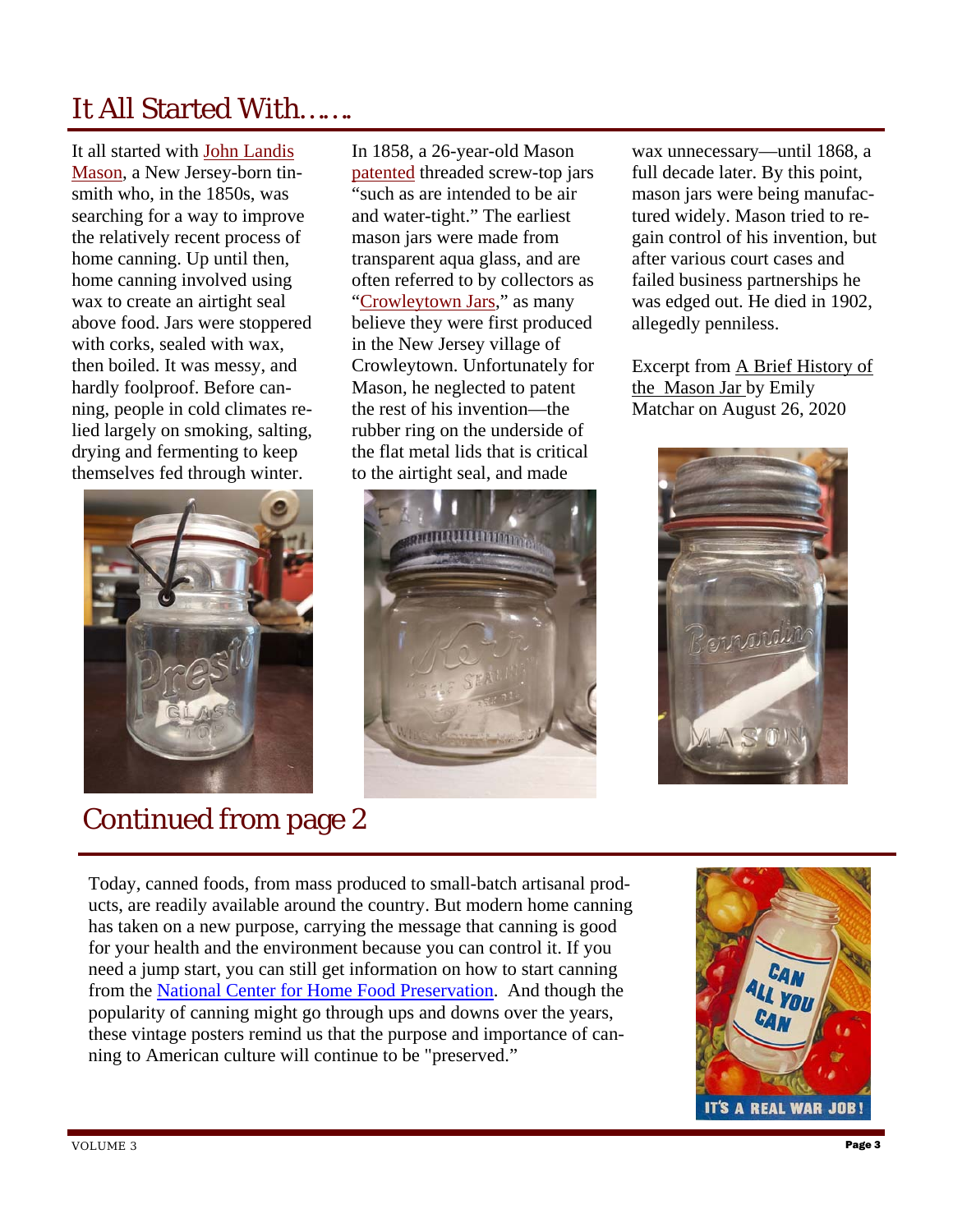# It All Started With…….

It all started with John Landis Mason, a New Jersey-born tinsmith who, in the 1850s, was searching for a way to improve the relatively recent process of home canning. Up until then, home canning involved using wax to create an airtight seal above food. Jars were stoppered with corks, sealed with wax, then boiled. It was messy, and hardly foolproof. Before canning, people in cold climates relied largely on smoking, salting, drying and fermenting to keep themselves fed through winter.

In 1858, a 26-year-old Mason patented threaded screw-top jars "such as are intended to be air and water-tight." The earliest mason jars were made from transparent aqua glass, and are often referred to by collectors as "Crowleytown Jars," as many believe they were first produced in the New Jersey village of Crowleytown. Unfortunately for Mason, he neglected to patent the rest of his invention—the rubber ring on the underside of the flat metal lids that is critical to the airtight seal, and made wax unnecessary—until 1868, a full decade later. By this point, mason jars were being manufactured widely. Mason tried to regain control of his invention, but after various court cases and failed business partnerships he was edged out. He died in 1902, allegedly penniless.

Excerpt from A Brief History of the Mason Jar by Emily Matchar on August 26, 2020

# Continued from page 2

Today, canned foods, from mass produced to small-batch artisanal products, are readily available around the country. But modern home canning has taken on a new purpose, carrying the message that canning is good for your health and the environment because you can control it. If you need a jump start, you can still get information on how to start canning from the National Center for Home Food Preservation. And though the popularity of canning might go through ups and downs over the years, these vintage posters remind us that the purpose and importance of canning to American culture will continue to be "preserved."